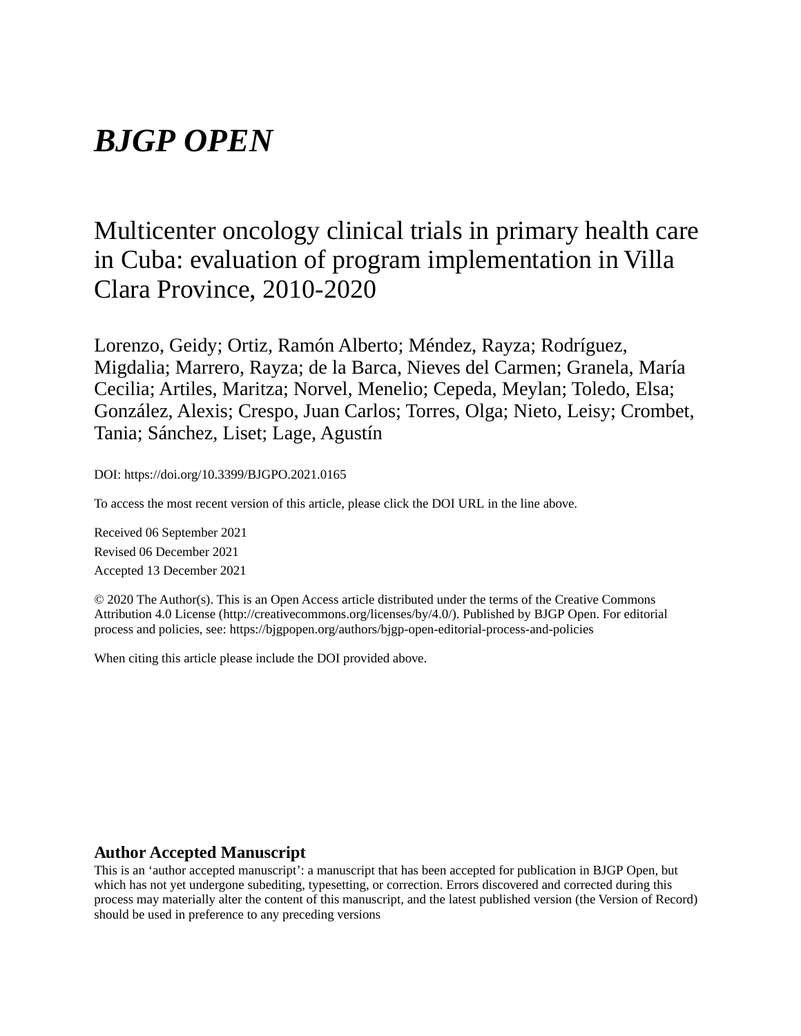# *BJGP OPEN*

## Multicenter oncology clinical trials in primary health care in Cuba: evaluation of program implementation in Villa Clara Province, 2010-2020

Lorenzo, Geidy; Ortiz, Ramón Alberto; Méndez, Rayza; Rodríguez, Migdalia; Marrero, Rayza; de la Barca, Nieves del Carmen; Granela, María Cecilia; Artiles, Maritza; Norvel, Menelio; Cepeda, Meylan; Toledo, Elsa; González, Alexis; Crespo, Juan Carlos; Torres, Olga; Nieto, Leisy; Crombet, Tania; Sánchez, Liset; Lage, Agustín

DOI: https://doi.org/10.3399/BJGPO.2021.0165

To access the most recent version of this article, please click the DOI URL in the line above.

Received 06 September 2021

Revised 06 December 2021

Accepted 13 December 2021

© 2020 The Author(s). This is an Open Access article distributed under the terms of the Creative Commons Attribution 4.0 License (http://creativecommons.org/licenses/by/4.0/). Published by BJGP Open. For editorial process and policies, see: https://bjgpopen.org/authors/bjgp-open-editorial-process-and-policies

When citing this article please include the DOI provided above.

**Author Accepted Manuscript**

This is an 'author accepted manuscript': a manuscript that has been accepted for publication in BJGP Open, but which has not yet undergone subediting, typesetting, or correction. Errors discovered and corrected during this process may materially alter the content of this manuscript, and the latest published version (the Version of Record) should be used in preference to any preceding versions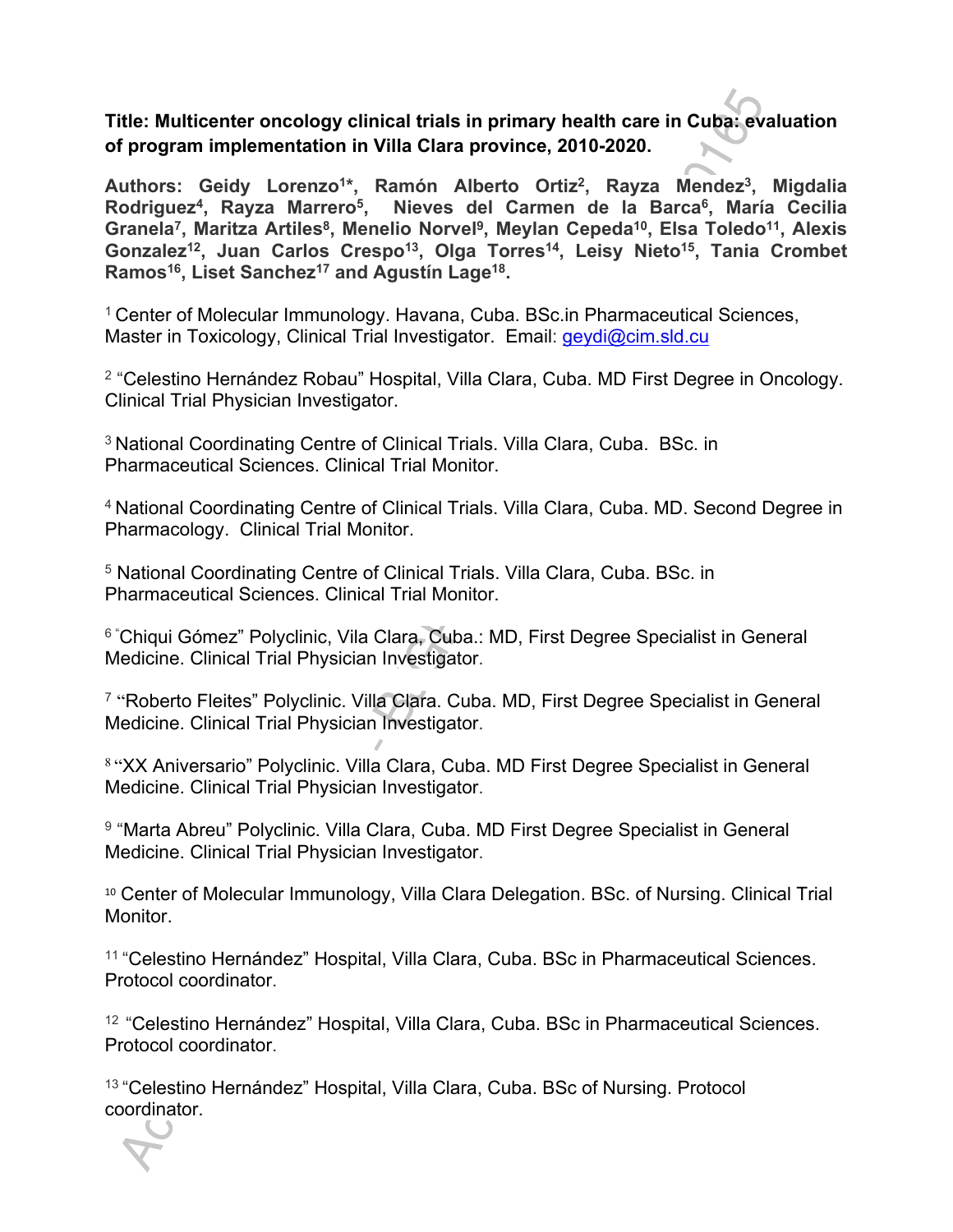**Title: Multicenter oncology clinical trials in primary health care in Cuba: evaluation of program implementation in Villa Clara province, 2010-2020.**

**Authors: Geidy Lorenzo[1*], Ramón Alberto Ortiz[2], Rayza Mendez[3], Migdalia Rodriguez[4], Rayza Marrero[5], Nieves del Carmen de la Barca[6], María Cecilia Granela[7], Maritza Artiles[8], Menelio Norvel[9], Meylan Cepeda[10], Elsa Toledo[11], Alexis Gonzalez[12], Juan Carlos Crespo[13], Olga Torres[14], Leisy Nieto[15], Tania Crombet Ramos[16], Liset Sanchez[17] and Agustín Lage[18].**

[1] Center of Molecular Immunology. Havana, Cuba. BSc.in Pharmaceutical Sciences, Master in Toxicology, Clinical Trial Investigator. Email: geydi@cim.sld.cu

[2] "Celestino Hernández Robau" Hospital, Villa Clara, Cuba. MD First Degree in Oncology. Clinical Trial Physician Investigator.

[3] National Coordinating Centre of Clinical Trials. Villa Clara, Cuba. BSc. in Pharmaceutical Sciences. Clinical Trial Monitor.

[4] National Coordinating Centre of Clinical Trials. Villa Clara, Cuba. MD. Second Degree in Pharmacology. Clinical Trial Monitor.

[5] National Coordinating Centre of Clinical Trials. Villa Clara, Cuba. BSc. in Pharmaceutical Sciences. Clinical Trial Monitor.

[6] "Chiqui Gómez" Polyclinic, Vila Clara, Cuba.: MD, First Degree Specialist in General Medicine. Clinical Trial Physician Investigator.

[7] "Roberto Fleites" Polyclinic. Villa Clara. Cuba. MD, First Degree Specialist in General Medicine. Clinical Trial Physician Investigator.

[8] "XX Aniversario" Polyclinic. Villa Clara, Cuba. MD First Degree Specialist in General Medicine. Clinical Trial Physician Investigator.

[9] "Marta Abreu" Polyclinic. Villa Clara, Cuba. MD First Degree Specialist in General Medicine. Clinical Trial Physician Investigator.

[10] Center of Molecular Immunology, Villa Clara Delegation. BSc. of Nursing. Clinical Trial Monitor.

[11] "Celestino Hernández" Hospital, Villa Clara, Cuba. BSc in Pharmaceutical Sciences. Protocol coordinator.

[12] "Celestino Hernández" Hospital, Villa Clara, Cuba. BSc in Pharmaceutical Sciences. Protocol coordinator.

[13] "Celestino Hernández" Hospital, Villa Clara, Cuba. BSc of Nursing. Protocol coordinator.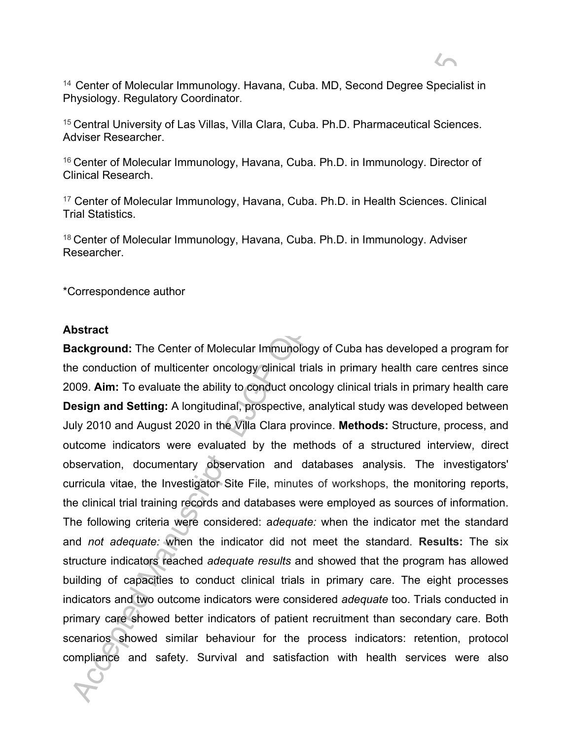[14] Center of Molecular Immunology. Havana, Cuba. MD, Second Degree Specialist in Physiology. Regulatory Coordinator.

[15] Central University of Las Villas, Villa Clara, Cuba. Ph.D. Pharmaceutical Sciences. Adviser Researcher.

[16] Center of Molecular Immunology, Havana, Cuba. Ph.D. in Immunology. Director of Clinical Research.

[17] Center of Molecular Immunology, Havana, Cuba. Ph.D. in Health Sciences. Clinical Trial Statistics.

[18] Center of Molecular Immunology, Havana, Cuba. Ph.D. in Immunology. Adviser Researcher.

*Correspondence author

**Abstract**

**Background:** The Center of Molecular Immunology of Cuba has developed a program for the conduction of multicenter oncology clinical trials in primary health care centres since 2009. **Aim:** To evaluate the ability to conduct oncology clinical trials in primary health care **Design and Setting:** A longitudinal, prospective, analytical study was developed between July 2010 and August 2020 in the Villa Clara province. **Methods:** Structure, process, and outcome indicators were evaluated by the methods of a structured interview, direct observation, documentary observation and databases analysis. The investigators' curricula vitae, the Investigator Site File, minutes of workshops, the monitoring reports, the clinical trial training records and databases were employed as sources of information. The following criteria were considered: a*dequate:* when the indicator met the standard and *not adequate:* when the indicator did not meet the standard. **Results:** The six structure indicators reached *adequate results* and showed that the program has allowed building of capacities to conduct clinical trials in primary care. The eight processes indicators and two outcome indicators were considered *adequate* too. Trials conducted in primary care showed better indicators of patient recruitment than secondary care. Both scenarios showed similar behaviour for the process indicators: retention, protocol compliance and safety. Survival and satisfaction with health services were also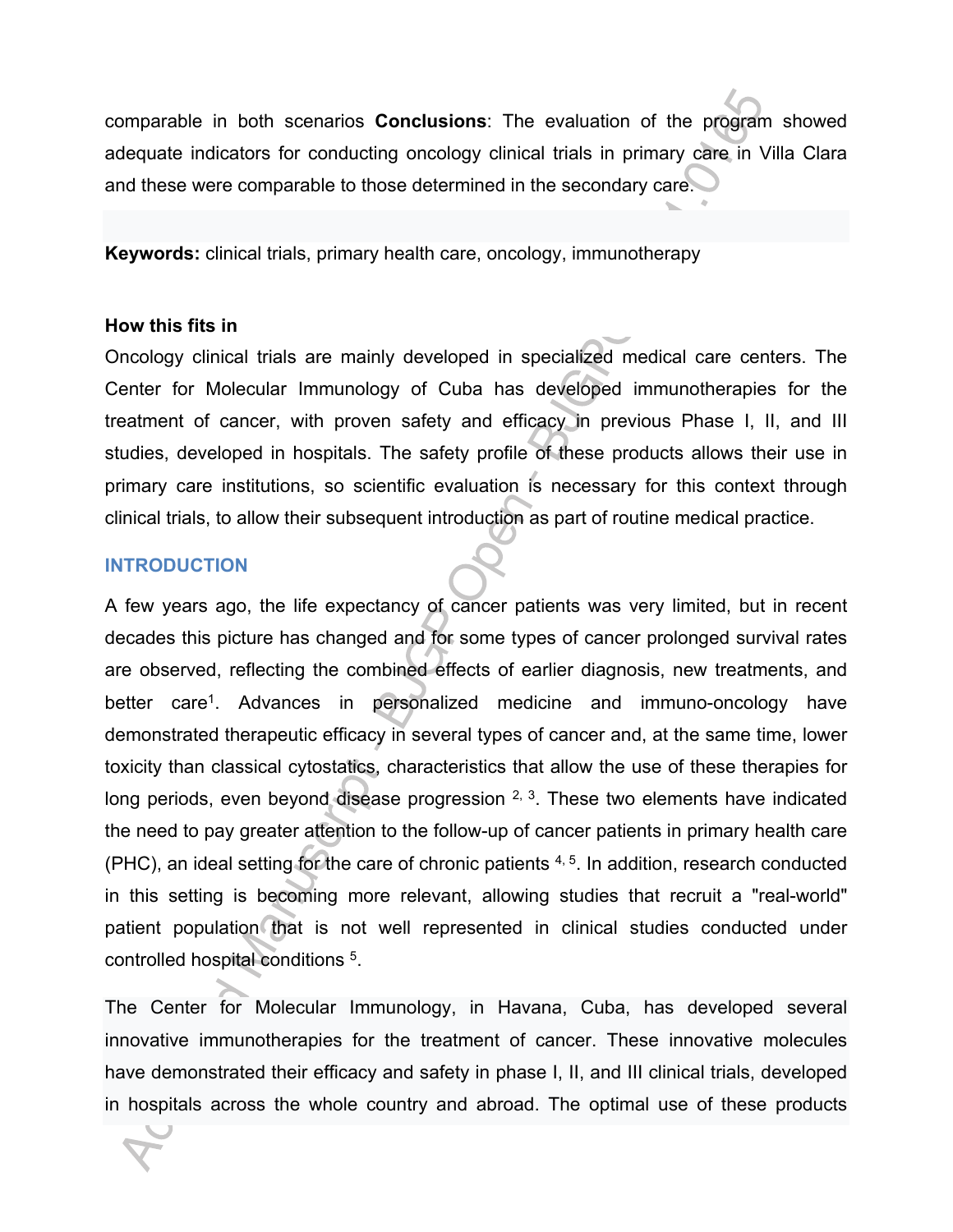comparable in both scenarios **Conclusions**: The evaluation of the program showed adequate indicators for conducting oncology clinical trials in primary care in Villa Clara and these were comparable to those determined in the secondary care.

**Keywords:** clinical trials, primary health care, oncology, immunotherapy

**How this fits in**

Oncology clinical trials are mainly developed in specialized medical care centers. The Center for Molecular Immunology of Cuba has developed immunotherapies for the treatment of cancer, with proven safety and efficacy in previous Phase I, II, and III studies, developed in hospitals. The safety profile of these products allows their use in primary care institutions, so scientific evaluation is necessary for this context through clinical trials, to allow their subsequent introduction as part of routine medical practice.

## INTRODUCTION

A few years ago, the life expectancy of cancer patients was very limited, but in recent decades this picture has changed and for some types of cancer prolonged survival rates are observed, reflecting the combined effects of earlier diagnosis, new treatments, and better care[1]. Advances in personalized medicine and immuno-oncology have demonstrated therapeutic efficacy in several types of cancer and, at the same time, lower toxicity than classical cytostatics, characteristics that allow the use of these therapies for long periods, even beyond disease progression [2, 3]. These two elements have indicated the need to pay greater attention to the follow-up of cancer patients in primary health care (PHC), an ideal setting for the care of chronic patients [4, 5]. In addition, research conducted in this setting is becoming more relevant, allowing studies that recruit a "real-world" patient population that is not well represented in clinical studies conducted under controlled hospital conditions [5].

The Center for Molecular Immunology, in Havana, Cuba, has developed several innovative immunotherapies for the treatment of cancer. These innovative molecules have demonstrated their efficacy and safety in phase I, II, and III clinical trials, developed in hospitals across the whole country and abroad. The optimal use of these products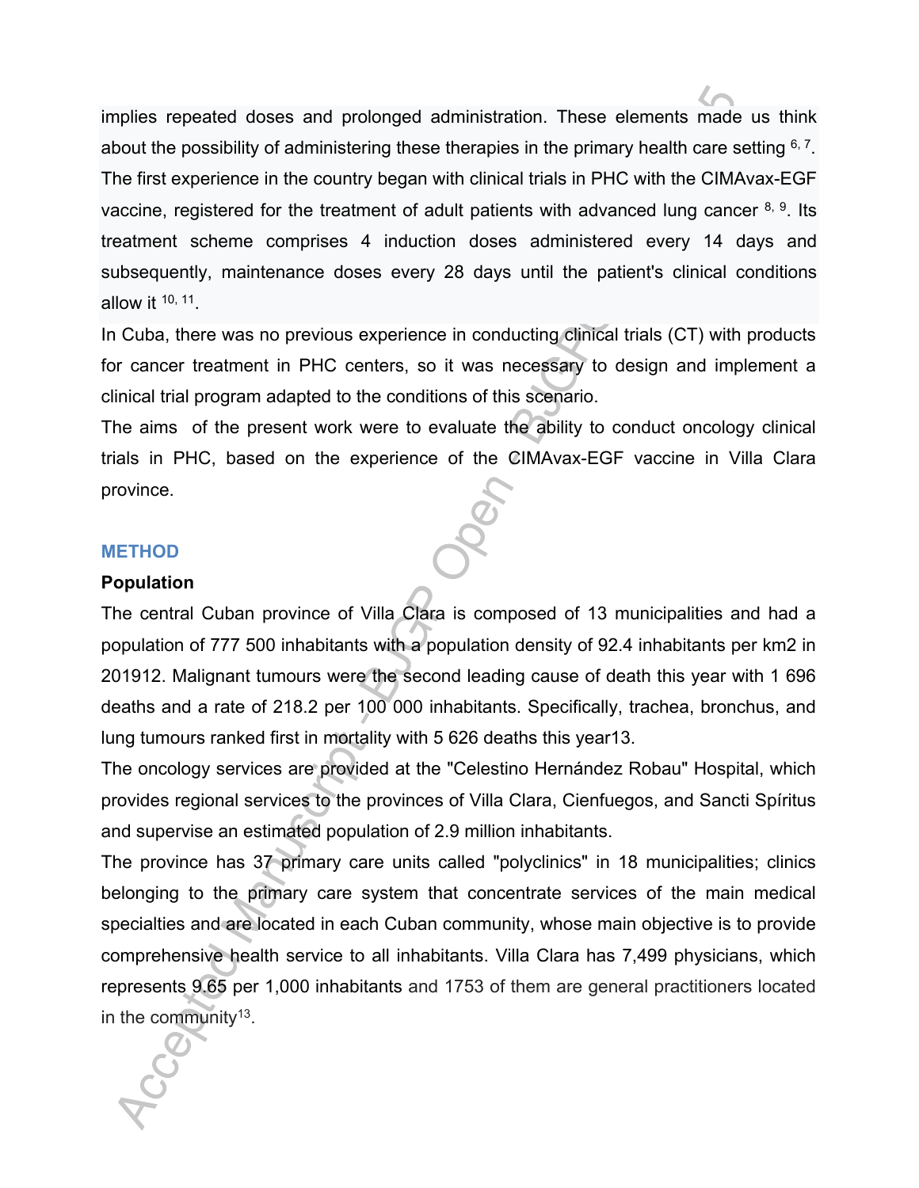implies repeated doses and prolonged administration. These elements made us think about the possibility of administering these therapies in the primary health care setting [6, 7]. The first experience in the country began with clinical trials in PHC with the CIMAvax-EGF vaccine, registered for the treatment of adult patients with advanced lung cancer [8, 9]. Its treatment scheme comprises 4 induction doses administered every 14 days and subsequently, maintenance doses every 28 days until the patient's clinical conditions allow it [10, 11].

In Cuba, there was no previous experience in conducting clinical trials (CT) with products for cancer treatment in PHC centers, so it was necessary to design and implement a clinical trial program adapted to the conditions of this scenario.

The aims of the present work were to evaluate the ability to conduct oncology clinical trials in PHC, based on the experience of the CIMAvax-EGF vaccine in Villa Clara province.

## METHOD

### Population

The central Cuban province of Villa Clara is composed of 13 municipalities and had a population of 777 500 inhabitants with a population density of 92.4 inhabitants per km2 in 201912. Malignant tumours were the second leading cause of death this year with 1 696 deaths and a rate of 218.2 per 100 000 inhabitants. Specifically, trachea, bronchus, and lung tumours ranked first in mortality with 5 626 deaths this year13.

The oncology services are provided at the "Celestino Hernández Robau" Hospital, which provides regional services to the provinces of Villa Clara, Cienfuegos, and Sancti Spíritus and supervise an estimated population of 2.9 million inhabitants.

The province has 37 primary care units called "polyclinics" in 18 municipalities; clinics belonging to the primary care system that concentrate services of the main medical specialties and are located in each Cuban community, whose main objective is to provide comprehensive health service to all inhabitants. Villa Clara has 7,499 physicians, which represents 9.65 per 1,000 inhabitants and 1753 of them are general practitioners located in the community[13].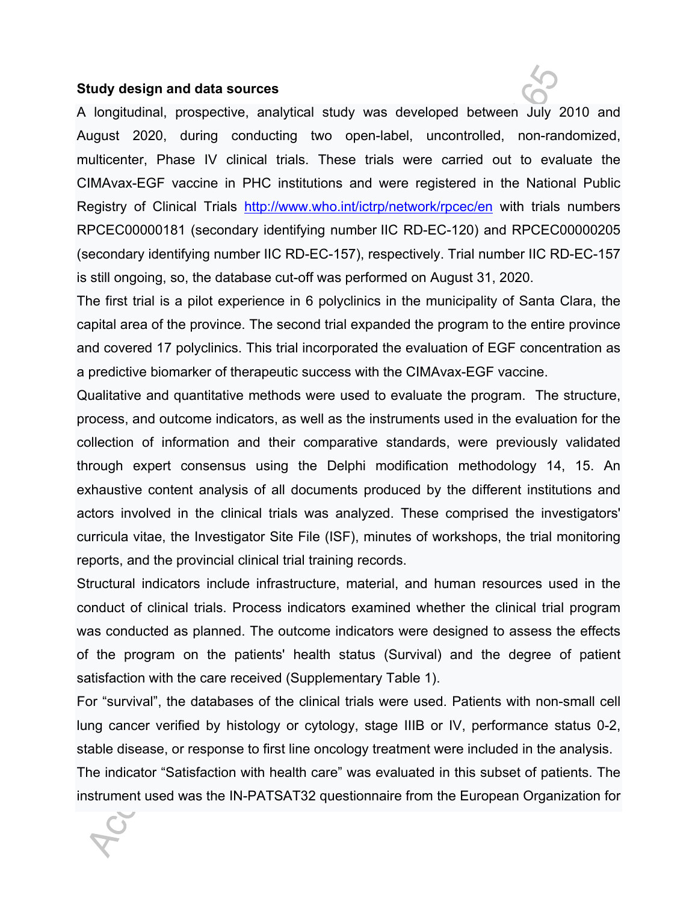### Study design and data sources

A longitudinal, prospective, analytical study was developed between July 2010 and August 2020, during conducting two open-label, uncontrolled, non-randomized, multicenter, Phase IV clinical trials. These trials were carried out to evaluate the CIMAvax-EGF vaccine in PHC institutions and were registered in the National Public Registry of Clinical Trials http://www.who.int/ictrp/network/rpcec/en with trials numbers RPCEC00000181 (secondary identifying number IIC RD-EC-120) and RPCEC00000205 (secondary identifying number IIC RD-EC-157), respectively. Trial number IIC RD-EC-157 is still ongoing, so, the database cut-off was performed on August 31, 2020.

The first trial is a pilot experience in 6 polyclinics in the municipality of Santa Clara, the capital area of the province. The second trial expanded the program to the entire province and covered 17 polyclinics. This trial incorporated the evaluation of EGF concentration as a predictive biomarker of therapeutic success with the CIMAvax-EGF vaccine.

Qualitative and quantitative methods were used to evaluate the program. The structure, process, and outcome indicators, as well as the instruments used in the evaluation for the collection of information and their comparative standards, were previously validated through expert consensus using the Delphi modification methodology 14, 15. An exhaustive content analysis of all documents produced by the different institutions and actors involved in the clinical trials was analyzed. These comprised the investigators' curricula vitae, the Investigator Site File (ISF), minutes of workshops, the trial monitoring reports, and the provincial clinical trial training records.

Structural indicators include infrastructure, material, and human resources used in the conduct of clinical trials. Process indicators examined whether the clinical trial program was conducted as planned. The outcome indicators were designed to assess the effects of the program on the patients' health status (Survival) and the degree of patient satisfaction with the care received (Supplementary Table 1).

For "survival", the databases of the clinical trials were used. Patients with non-small cell lung cancer verified by histology or cytology, stage IIIB or IV, performance status 0-2, stable disease, or response to first line oncology treatment were included in the analysis.

The indicator "Satisfaction with health care" was evaluated in this subset of patients. The instrument used was the IN-PATSAT32 questionnaire from the European Organization for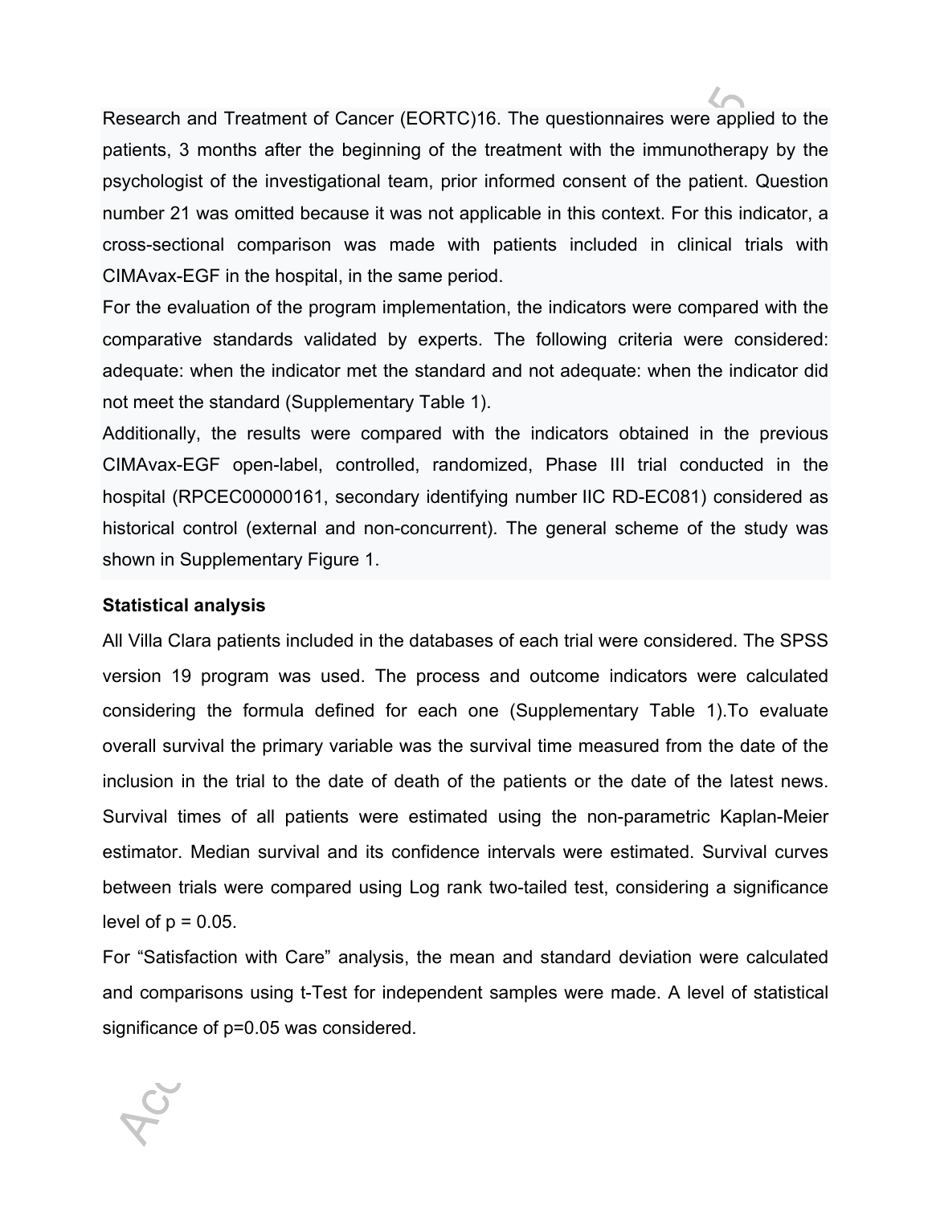Research and Treatment of Cancer (EORTC)16. The questionnaires were applied to the patients, 3 months after the beginning of the treatment with the immunotherapy by the psychologist of the investigational team, prior informed consent of the patient. Question number 21 was omitted because it was not applicable in this context. For this indicator, a cross-sectional comparison was made with patients included in clinical trials with CIMAvax-EGF in the hospital, in the same period.

For the evaluation of the program implementation, the indicators were compared with the comparative standards validated by experts. The following criteria were considered: adequate: when the indicator met the standard and not adequate: when the indicator did not meet the standard (Supplementary Table 1).

Additionally, the results were compared with the indicators obtained in the previous CIMAvax-EGF open-label, controlled, randomized, Phase III trial conducted in the hospital (RPCEC00000161, secondary identifying number IIC RD-EC081) considered as historical control (external and non-concurrent). The general scheme of the study was shown in Supplementary Figure 1.

**Statistical analysis**

All Villa Clara patients included in the databases of each trial were considered. The SPSS version 19 program was used. The process and outcome indicators were calculated considering the formula defined for each one (Supplementary Table 1).To evaluate overall survival the primary variable was the survival time measured from the date of the inclusion in the trial to the date of death of the patients or the date of the latest news. Survival times of all patients were estimated using the non-parametric Kaplan-Meier estimator. Median survival and its confidence intervals were estimated. Survival curves between trials were compared using Log rank two-tailed test, considering a significance level of $p = 0.05$.

For "Satisfaction with Care" analysis, the mean and standard deviation were calculated and comparisons using t-Test for independent samples were made. A level of statistical significance of $p=0.05$ was considered.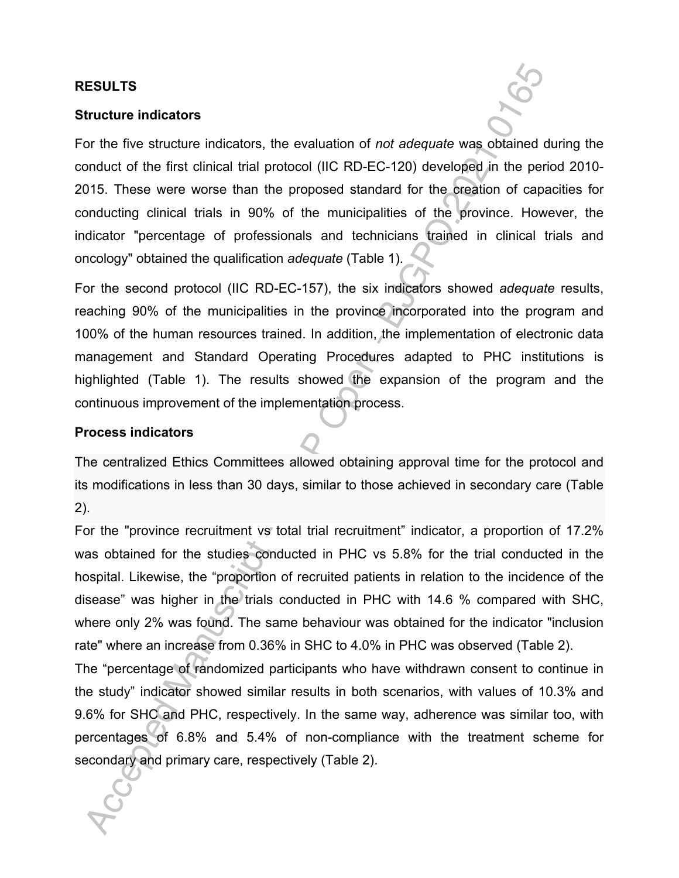## RESULTS

### Structure indicators

For the five structure indicators, the evaluation of *not adequate* was obtained during the conduct of the first clinical trial protocol (IIC RD-EC-120) developed in the period 2010-2015. These were worse than the proposed standard for the creation of capacities for conducting clinical trials in 90% of the municipalities of the province. However, the indicator "percentage of professionals and technicians trained in clinical trials and oncology" obtained the qualification *adequate* (Table 1).

For the second protocol (IIC RD-EC-157), the six indicators showed *adequate* results, reaching 90% of the municipalities in the province incorporated into the program and 100% of the human resources trained. In addition, the implementation of electronic data management and Standard Operating Procedures adapted to PHC institutions is highlighted (Table 1). The results showed the expansion of the program and the continuous improvement of the implementation process.

### Process indicators

The centralized Ethics Committees allowed obtaining approval time for the protocol and its modifications in less than 30 days, similar to those achieved in secondary care (Table 2).

For the "province recruitment vs total trial recruitment" indicator, a proportion of 17.2% was obtained for the studies conducted in PHC vs 5.8% for the trial conducted in the hospital. Likewise, the "proportion of recruited patients in relation to the incidence of the disease" was higher in the trials conducted in PHC with 14.6 % compared with SHC, where only 2% was found. The same behaviour was obtained for the indicator "inclusion rate" where an increase from 0.36% in SHC to 4.0% in PHC was observed (Table 2).

The "percentage of randomized participants who have withdrawn consent to continue in the study" indicator showed similar results in both scenarios, with values of 10.3% and 9.6% for SHC and PHC, respectively. In the same way, adherence was similar too, with percentages of 6.8% and 5.4% of non-compliance with the treatment scheme for secondary and primary care, respectively (Table 2).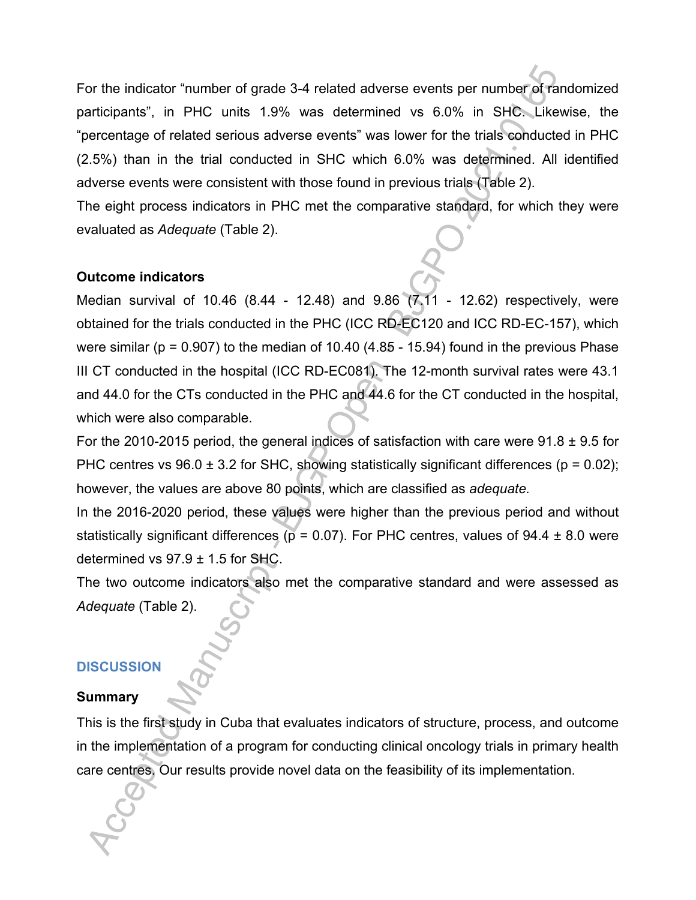For the indicator "number of grade 3-4 related adverse events per number of randomized participants", in PHC units 1.9% was determined vs 6.0% in SHC. Likewise, the "percentage of related serious adverse events" was lower for the trials conducted in PHC (2.5%) than in the trial conducted in SHC which 6.0% was determined. All identified adverse events were consistent with those found in previous trials (Table 2).

The eight process indicators in PHC met the comparative standard, for which they were evaluated as *Adequate* (Table 2).

**Outcome indicators**

Median survival of 10.46 (8.44 - 12.48) and 9.86 (7.11 - 12.62) respectively, were obtained for the trials conducted in the PHC (ICC RD-EC120 and ICC RD-EC-157), which were similar ($p = 0.907$) to the median of 10.40 (4.85 - 15.94) found in the previous Phase III CT conducted in the hospital (ICC RD-EC081). The 12-month survival rates were 43.1 and 44.0 for the CTs conducted in the PHC and 44.6 for the CT conducted in the hospital, which were also comparable.

For the 2010-2015 period, the general indices of satisfaction with care were 91.8 ± 9.5 for PHC centres vs 96.0 ± 3.2 for SHC, showing statistically significant differences ($p = 0.02$); however, the values are above 80 points, which are classified as *adequate.*

In the 2016-2020 period, these values were higher than the previous period and without statistically significant differences ($p = 0.07$). For PHC centres, values of 94.4 ± 8.0 were determined vs 97.9 ± 1.5 for SHC.

The two outcome indicators also met the comparative standard and were assessed as *Adequate* (Table 2).

## DISCUSSION

**Summary**

This is the first study in Cuba that evaluates indicators of structure, process, and outcome in the implementation of a program for conducting clinical oncology trials in primary health care centres. Our results provide novel data on the feasibility of its implementation.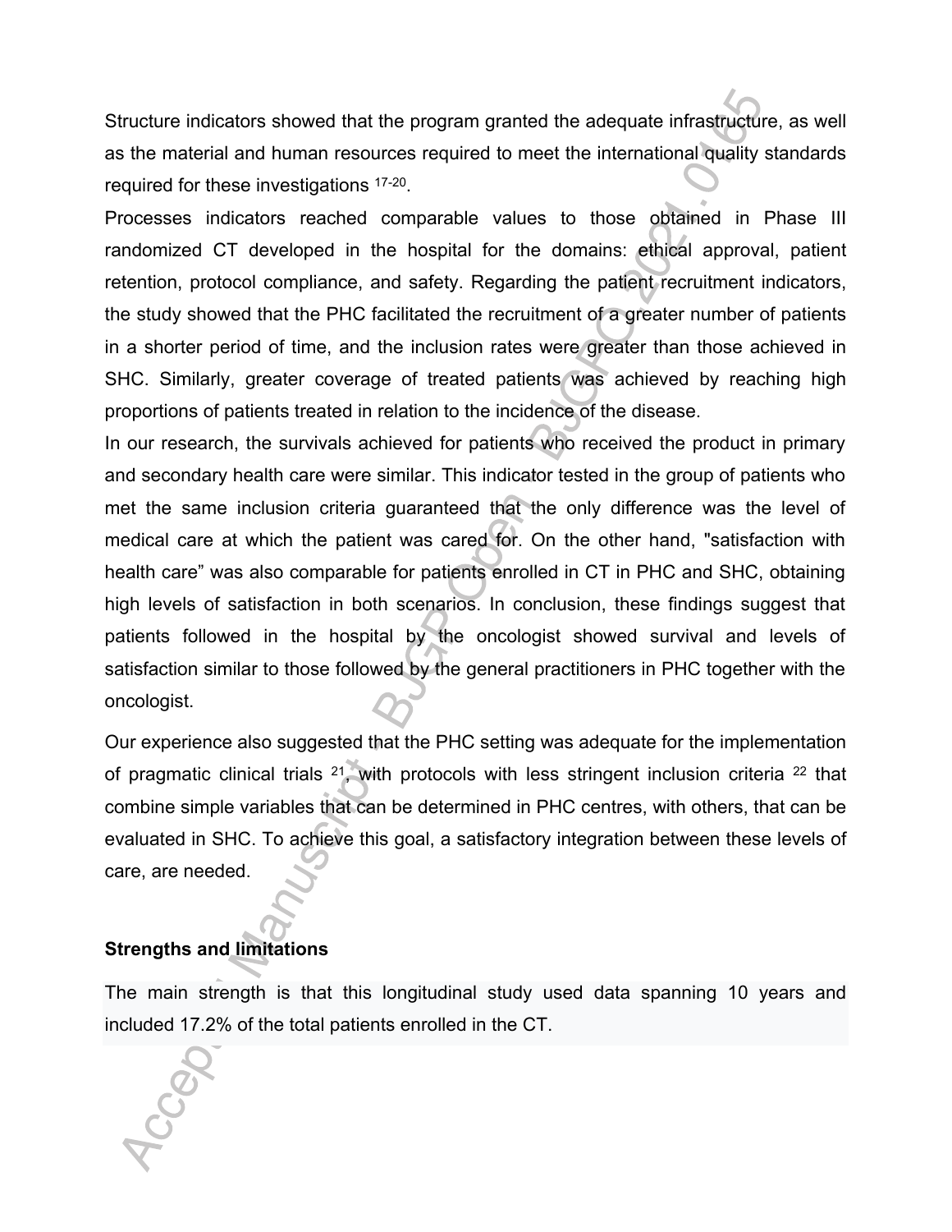Structure indicators showed that the program granted the adequate infrastructure, as well as the material and human resources required to meet the international quality standards required for these investigations [17-20].

Processes indicators reached comparable values to those obtained in Phase III randomized CT developed in the hospital for the domains: ethical approval, patient retention, protocol compliance, and safety. Regarding the patient recruitment indicators, the study showed that the PHC facilitated the recruitment of a greater number of patients in a shorter period of time, and the inclusion rates were greater than those achieved in SHC. Similarly, greater coverage of treated patients was achieved by reaching high proportions of patients treated in relation to the incidence of the disease.

In our research, the survivals achieved for patients who received the product in primary and secondary health care were similar. This indicator tested in the group of patients who met the same inclusion criteria guaranteed that the only difference was the level of medical care at which the patient was cared for. On the other hand, "satisfaction with health care" was also comparable for patients enrolled in CT in PHC and SHC, obtaining high levels of satisfaction in both scenarios. In conclusion, these findings suggest that patients followed in the hospital by the oncologist showed survival and levels of satisfaction similar to those followed by the general practitioners in PHC together with the oncologist.

Our experience also suggested that the PHC setting was adequate for the implementation of pragmatic clinical trials [21], with protocols with less stringent inclusion criteria [22] that combine simple variables that can be determined in PHC centres, with others, that can be evaluated in SHC. To achieve this goal, a satisfactory integration between these levels of care, are needed.

**Strengths and limitations**

The main strength is that this longitudinal study used data spanning 10 years and included 17.2% of the total patients enrolled in the CT.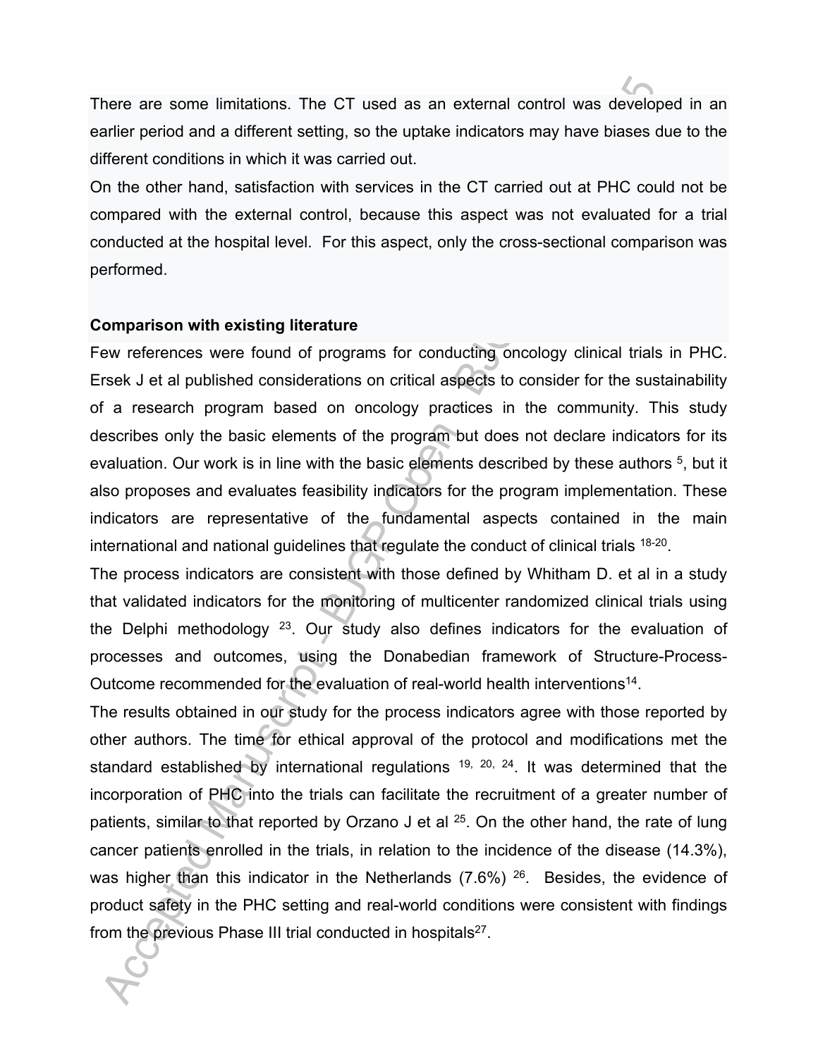There are some limitations. The CT used as an external control was developed in an earlier period and a different setting, so the uptake indicators may have biases due to the different conditions in which it was carried out.

On the other hand, satisfaction with services in the CT carried out at PHC could not be compared with the external control, because this aspect was not evaluated for a trial conducted at the hospital level. For this aspect, only the cross-sectional comparison was performed.

**Comparison with existing literature**

Few references were found of programs for conducting oncology clinical trials in PHC. Ersek J et al published considerations on critical aspects to consider for the sustainability of a research program based on oncology practices in the community. This study describes only the basic elements of the program but does not declare indicators for its evaluation. Our work is in line with the basic elements described by these authors [5], but it also proposes and evaluates feasibility indicators for the program implementation. These indicators are representative of the fundamental aspects contained in the main international and national guidelines that regulate the conduct of clinical trials [18-20].

The process indicators are consistent with those defined by Whitham D. et al in a study that validated indicators for the monitoring of multicenter randomized clinical trials using the Delphi methodology [23]. Our study also defines indicators for the evaluation of processes and outcomes, using the Donabedian framework of Structure-Process-Outcome recommended for the evaluation of real-world health interventions[14].

The results obtained in our study for the process indicators agree with those reported by other authors. The time for ethical approval of the protocol and modifications met the standard established by international regulations [19, 20, 24]. It was determined that the incorporation of PHC into the trials can facilitate the recruitment of a greater number of patients, similar to that reported by Orzano J et al [25]. On the other hand, the rate of lung cancer patients enrolled in the trials, in relation to the incidence of the disease (14.3%), was higher than this indicator in the Netherlands (7.6%) [26]. Besides, the evidence of product safety in the PHC setting and real-world conditions were consistent with findings from the previous Phase III trial conducted in hospitals[27].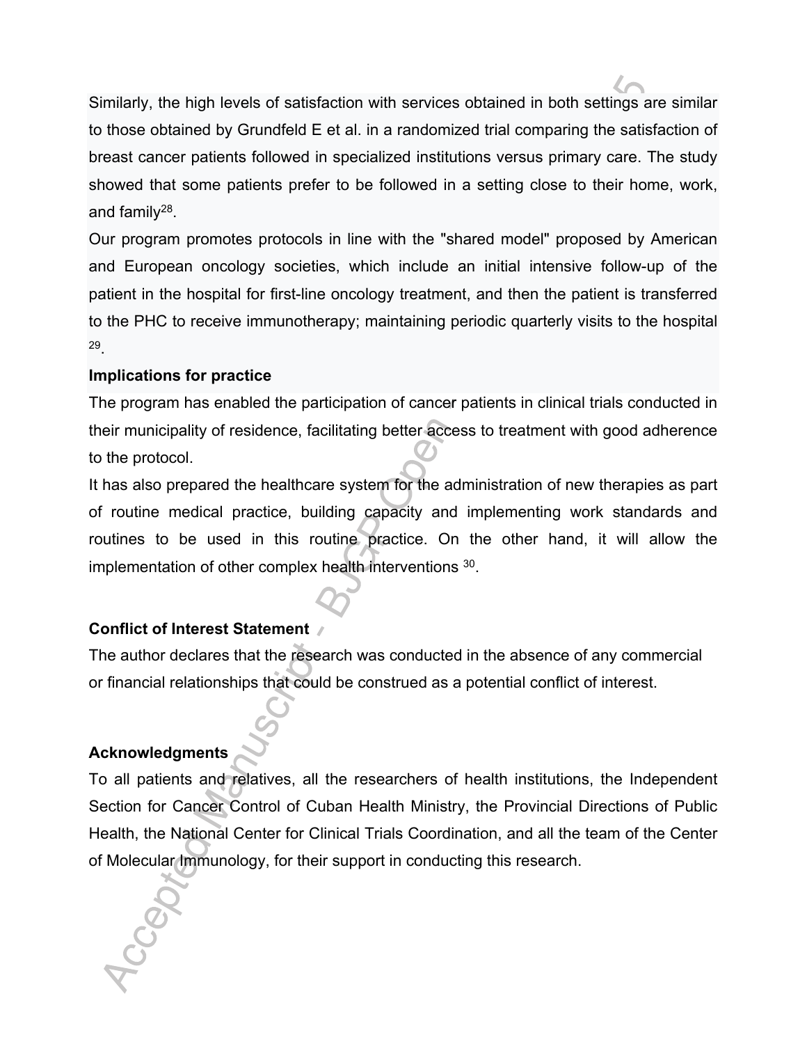Similarly, the high levels of satisfaction with services obtained in both settings are similar to those obtained by Grundfeld E et al. in a randomized trial comparing the satisfaction of breast cancer patients followed in specialized institutions versus primary care. The study showed that some patients prefer to be followed in a setting close to their home, work, and family[28].

Our program promotes protocols in line with the "shared model" proposed by American and European oncology societies, which include an initial intensive follow-up of the patient in the hospital for first-line oncology treatment, and then the patient is transferred to the PHC to receive immunotherapy; maintaining periodic quarterly visits to the hospital [29].

**Implications for practice**

The program has enabled the participation of cancer patients in clinical trials conducted in their municipality of residence, facilitating better access to treatment with good adherence to the protocol.

It has also prepared the healthcare system for the administration of new therapies as part of routine medical practice, building capacity and implementing work standards and routines to be used in this routine practice. On the other hand, it will allow the implementation of other complex health interventions [30].

**Conflict of Interest Statement**

The author declares that the research was conducted in the absence of any commercial or financial relationships that could be construed as a potential conflict of interest.

**Acknowledgments**

To all patients and relatives, all the researchers of health institutions, the Independent Section for Cancer Control of Cuban Health Ministry, the Provincial Directions of Public Health, the National Center for Clinical Trials Coordination, and all the team of the Center of Molecular Immunology, for their support in conducting this research.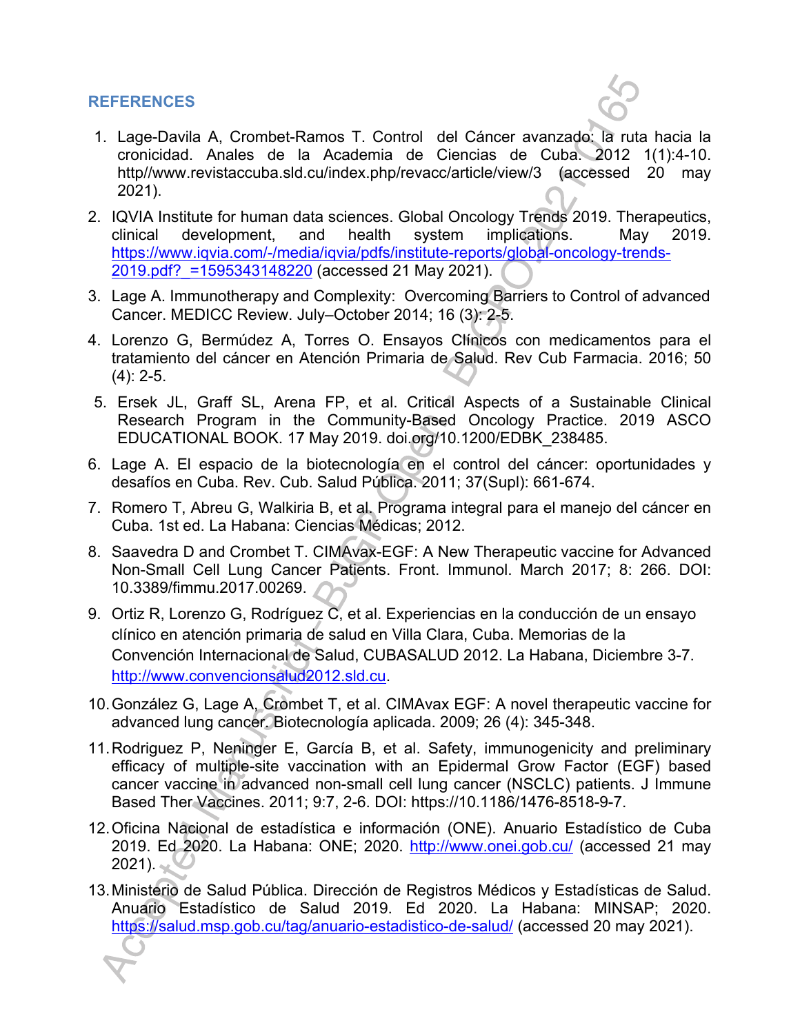## REFERENCES

1. Lage-Davila A, Crombet-Ramos T. Control del Cáncer avanzado: la ruta hacia la cronicidad. Anales de la Academia de Ciencias de Cuba. 2012 1(1):4-10. http//www.revistaccuba.sld.cu/index.php/revacc/article/view/3 (accessed 20 may 2021).
2. IQVIA Institute for human data sciences. Global Oncology Trends 2019. Therapeutics, clinical development, and health system implications. May 2019. https://www.iqvia.com/-/media/iqvia/pdfs/institute-reports/global-oncology-trends-2019.pdf?_=1595343148220 (accessed 21 May 2021).
3. Lage A. Immunotherapy and Complexity: Overcoming Barriers to Control of advanced Cancer. MEDICC Review. July–October 2014; 16 (3): 2-5.
4. Lorenzo G, Bermúdez A, Torres O. Ensayos Clínicos con medicamentos para el tratamiento del cáncer en Atención Primaria de Salud. Rev Cub Farmacia. 2016; 50 (4): 2-5.
5. Ersek JL, Graff SL, Arena FP, et al. Critical Aspects of a Sustainable Clinical Research Program in the Community-Based Oncology Practice. 2019 ASCO EDUCATIONAL BOOK. 17 May 2019. doi.org/10.1200/EDBK_238485.
6. Lage A. El espacio de la biotecnología en el control del cáncer: oportunidades y desafíos en Cuba. Rev. Cub. Salud Pública. 2011; 37(Supl): 661-674.
7. Romero T, Abreu G, Walkiria B, et al. Programa integral para el manejo del cáncer en Cuba. 1st ed. La Habana: Ciencias Médicas; 2012.
8. Saavedra D and Crombet T. CIMAvax-EGF: A New Therapeutic vaccine for Advanced Non-Small Cell Lung Cancer Patients. Front. Immunol. March 2017; 8: 266. DOI: 10.3389/fimmu.2017.00269.
9. Ortiz R, Lorenzo G, Rodríguez C, et al. Experiencias en la conducción de un ensayo clínico en atención primaria de salud en Villa Clara, Cuba. Memorias de la Convención Internacional de Salud, CUBASALUD 2012. La Habana, Diciembre 3-7. http://www.convencionsalud2012.sld.cu.
10. González G, Lage A, Crombet T, et al. CIMAvax EGF: A novel therapeutic vaccine for advanced lung cancer. Biotecnología aplicada. 2009; 26 (4): 345-348.
11. Rodriguez P, Neninger E, García B, et al. Safety, immunogenicity and preliminary efficacy of multiple-site vaccination with an Epidermal Grow Factor (EGF) based cancer vaccine in advanced non-small cell lung cancer (NSCLC) patients. J Immune Based Ther Vaccines. 2011; 9:7, 2-6. DOI: https://10.1186/1476-8518-9-7.
12. Oficina Nacional de estadística e información (ONE). Anuario Estadístico de Cuba 2019. Ed 2020. La Habana: ONE; 2020. http://www.onei.gob.cu/ (accessed 21 may 2021).
13. Ministerio de Salud Pública. Dirección de Registros Médicos y Estadísticas de Salud. Anuario Estadístico de Salud 2019. Ed 2020. La Habana: MINSAP; 2020. https://salud.msp.gob.cu/tag/anuario-estadistico-de-salud/ (accessed 20 may 2021).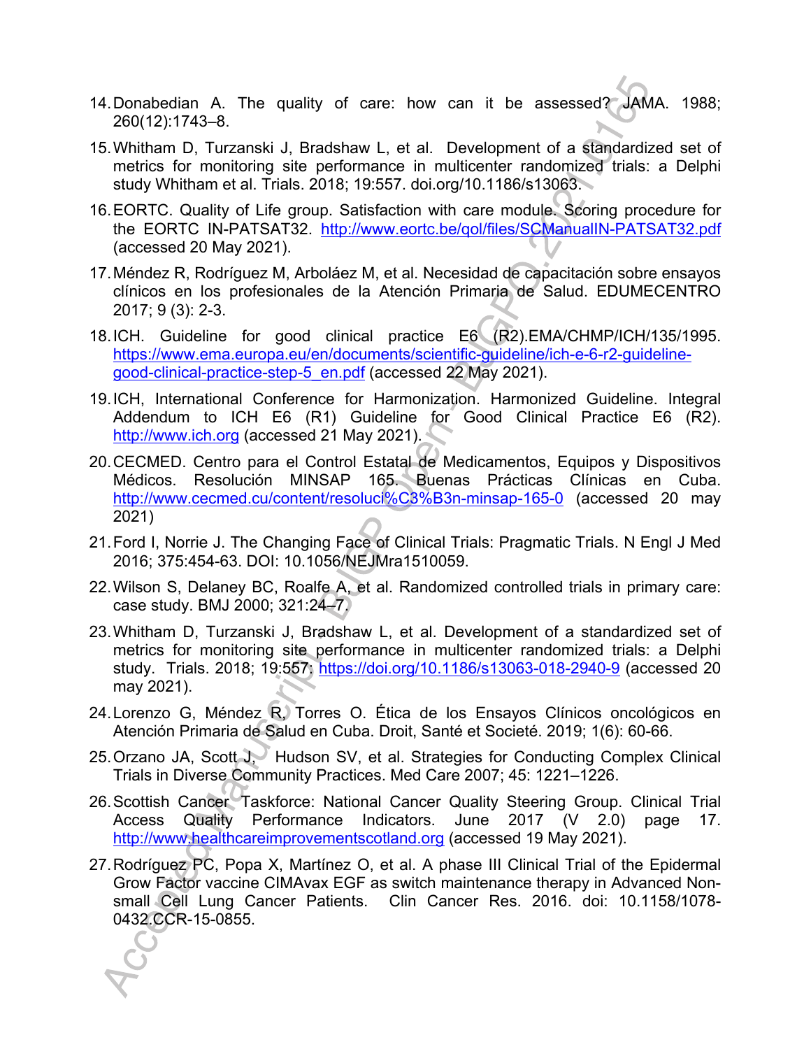14. Donabedian A. The quality of care: how can it be assessed? JAMA. 1988; 260(12):1743–8.
15. Whitham D, Turzanski J, Bradshaw L, et al. Development of a standardized set of metrics for monitoring site performance in multicenter randomized trials: a Delphi study Whitham et al. Trials. 2018; 19:557. doi.org/10.1186/s13063.
16. EORTC. Quality of Life group. Satisfaction with care module. Scoring procedure for the EORTC IN-PATSAT32. http://www.eortc.be/qol/files/SCManualIN-PATSAT32.pdf (accessed 20 May 2021).
17. Méndez R, Rodríguez M, Arboláez M, et al. Necesidad de capacitación sobre ensayos clínicos en los profesionales de la Atención Primaria de Salud. EDUMECENTRO 2017; 9 (3): 2-3.
18. ICH. Guideline for good clinical practice E6 (R2).EMA/CHMP/ICH/135/1995. https://www.ema.europa.eu/en/documents/scientific-guideline/ich-e-6-r2-guideline-good-clinical-practice-step-5_en.pdf (accessed 22 May 2021).
19. ICH, International Conference for Harmonization. Harmonized Guideline. Integral Addendum to ICH E6 (R1) Guideline for Good Clinical Practice E6 (R2). http://www.ich.org (accessed 21 May 2021).
20. CECMED. Centro para el Control Estatal de Medicamentos, Equipos y Dispositivos Médicos. Resolución MINSAP 165. Buenas Prácticas Clínicas en Cuba. http://www.cecmed.cu/content/resoluci%C3%B3n-minsap-165-0 (accessed 20 may 2021)
21. Ford I, Norrie J. The Changing Face of Clinical Trials: Pragmatic Trials. N Engl J Med 2016; 375:454-63. DOI: 10.1056/NEJMra1510059.
22. Wilson S, Delaney BC, Roalfe A, et al. Randomized controlled trials in primary care: case study. BMJ 2000; 321:24–7.
23. Whitham D, Turzanski J, Bradshaw L, et al. Development of a standardized set of metrics for monitoring site performance in multicenter randomized trials: a Delphi study. Trials. 2018; 19:557. https://doi.org/10.1186/s13063-018-2940-9 (accessed 20 may 2021).
24. Lorenzo G, Méndez R, Torres O. Ética de los Ensayos Clínicos oncológicos en Atención Primaria de Salud en Cuba. Droit, Santé et Societé. 2019; 1(6): 60-66.
25. Orzano JA, Scott J, Hudson SV, et al. Strategies for Conducting Complex Clinical Trials in Diverse Community Practices. Med Care 2007; 45: 1221–1226.
26. Scottish Cancer Taskforce: National Cancer Quality Steering Group. Clinical Trial Access Quality Performance Indicators. June 2017 (V 2.0) page 17. http://www.healthcareimprovementscotland.org (accessed 19 May 2021).
27. Rodríguez PC, Popa X, Martínez O, et al. A phase III Clinical Trial of the Epidermal Grow Factor vaccine CIMAvax EGF as switch maintenance therapy in Advanced Non-small Cell Lung Cancer Patients. Clin Cancer Res. 2016. doi: 10.1158/1078-0432.CCR-15-0855.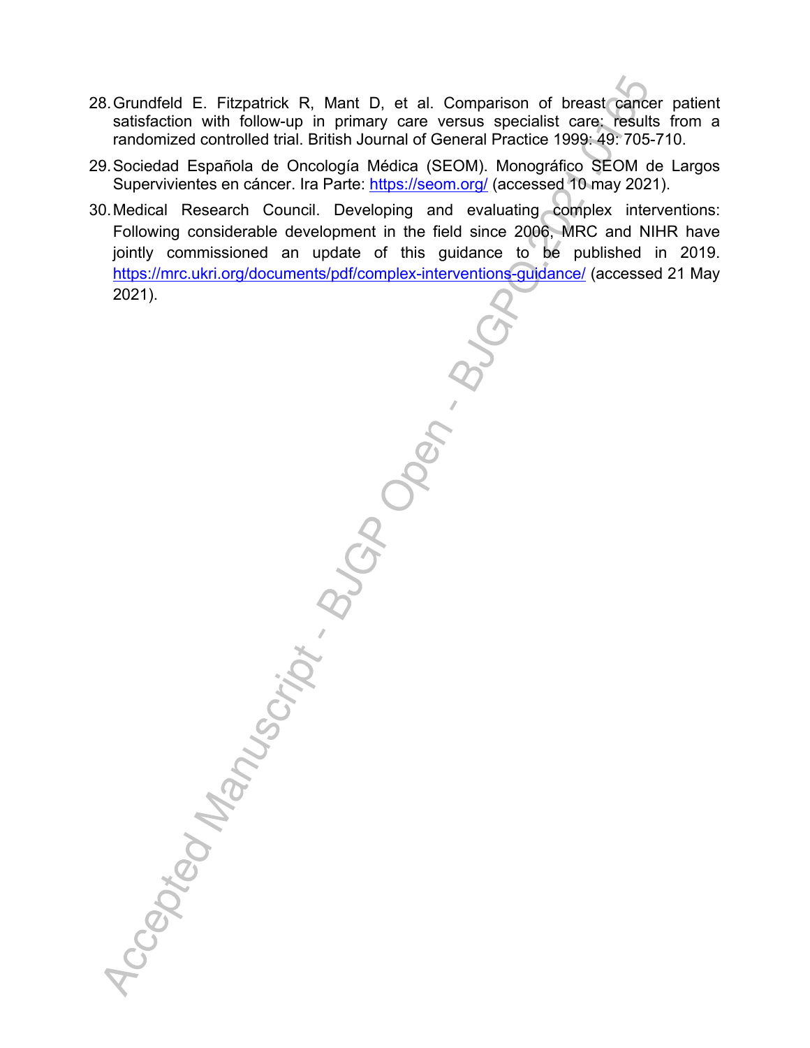28. Grundfeld E. Fitzpatrick R, Mant D, et al. Comparison of breast cancer patient satisfaction with follow-up in primary care versus specialist care: results from a randomized controlled trial. British Journal of General Practice 1999: 49: 705-710.

29. Sociedad Española de Oncología Médica (SEOM). Monográfico SEOM de Largos Supervivientes en cáncer. Ira Parte: https://seom.org/ (accessed 10 may 2021).

30. Medical Research Council. Developing and evaluating complex interventions: Following considerable development in the field since 2006, MRC and NIHR have jointly commissioned an update of this guidance to be published in 2019. https://mrc.ukri.org/documents/pdf/complex-interventions-guidance/ (accessed 21 May 2021).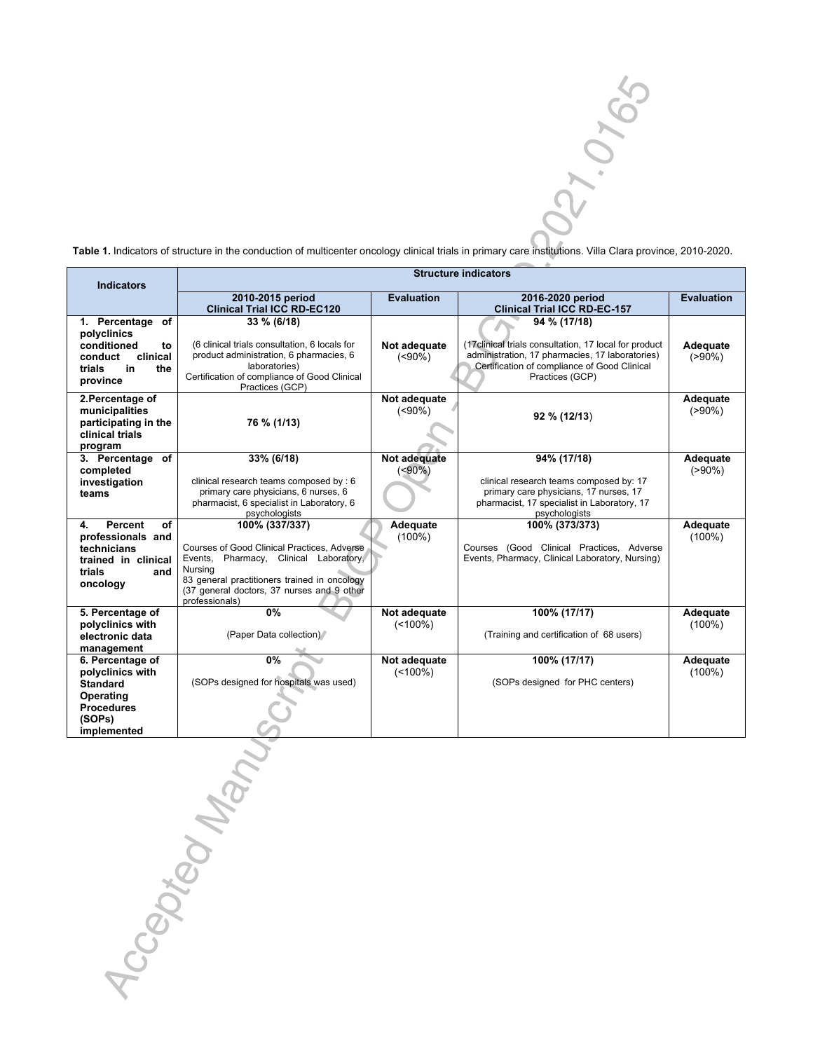**Table 1.** Indicators of structure in the conduction of multicenter oncology clinical trials in primary care institutions. Villa Clara province, 2010-2020.

| Indicators | Structure indicators | | | |
|---|---|---|---|---|
| | **2010-2015 period Clinical Trial ICC RD-EC120** | **Evaluation** | **2016-2020 period Clinical Trial ICC RD-EC-157** | **Evaluation** |
| **1. Percentage of polyclinics conditioned to conduct clinical trials in the province** | **33 % (6/18)** (6 clinical trials consultation, 6 locals for product administration, 6 pharmacies, 6 laboratories) Certification of compliance of Good Clinical Practices (GCP) | **Not adequate** (<90%) | **94 % (17/18)** (17clinical trials consultation, 17 local for product administration, 17 pharmacies, 17 laboratories) Certification of compliance of Good Clinical Practices (GCP) | **Adequate** (>90%) |
| **2.Percentage of municipalities participating in the clinical trials program** | **76 % (1/13)** | **Not adequate** (<90%) | **92 % (12/13)** | **Adequate** (>90%) |
| **3. Percentage of completed investigation teams** | **33% (6/18)** clinical research teams composed by : 6 primary care physicians, 6 nurses, 6 pharmacist, 6 specialist in Laboratory, 6 psychologists | **Not adequate** (<90%) | **94% (17/18)** clinical research teams composed by: 17 primary care physicians, 17 nurses, 17 pharmacist, 17 specialist in Laboratory, 17 psychologists | **Adequate** (>90%) |
| **4. Percent of professionals and technicians trained in clinical trials and oncology** | **100% (337/337)** Courses of Good Clinical Practices, Adverse Events, Pharmacy, Clinical Laboratory, Nursing 83 general practitioners trained in oncology (37 general doctors, 37 nurses and 9 other professionals) | **Adequate** (100%) | **100% (373/373)** Courses (Good Clinical Practices, Adverse Events, Pharmacy, Clinical Laboratory, Nursing) | **Adequate** (100%) |
| **5. Percentage of polyclinics with electronic data management** | **0%** (Paper Data collection) | **Not adequate** (<100%) | **100% (17/17)** (Training and certification of 68 users) | **Adequate** (100%) |
| **6. Percentage of polyclinics with Standard Operating Procedures (SOPs) implemented** | **0%** (SOPs designed for hospitals was used) | **Not adequate** (<100%) | **100% (17/17)** (SOPs designed for PHC centers) | **Adequate** (100%) |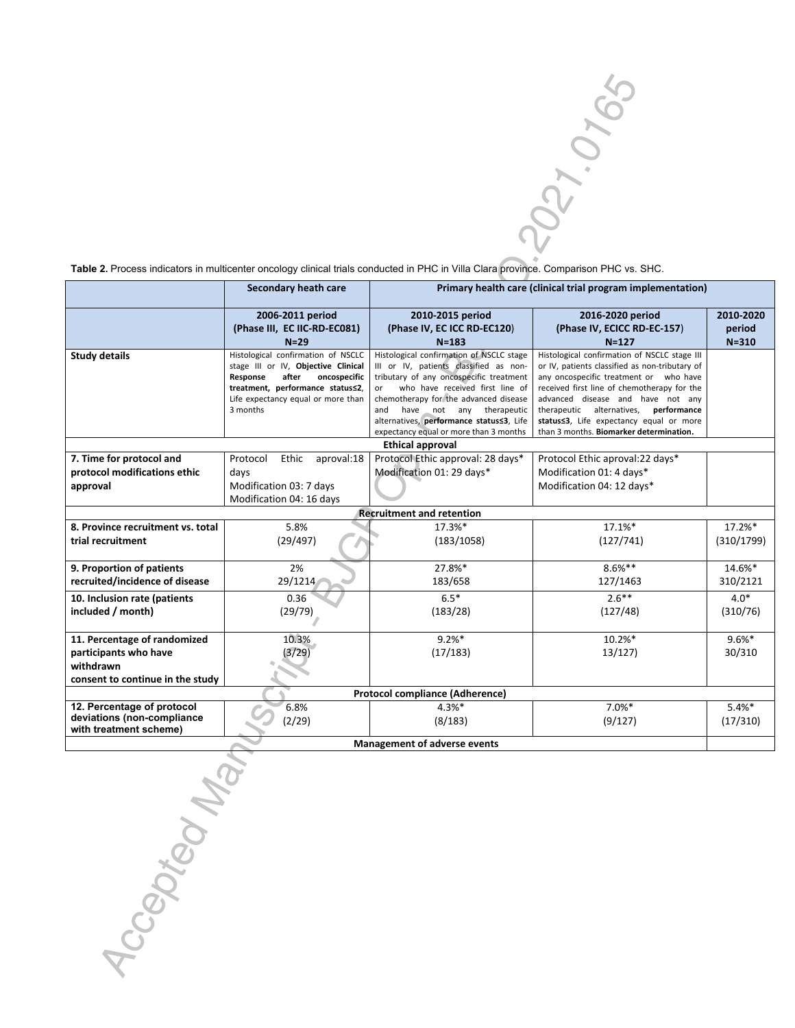**Table 2.** Process indicators in multicenter oncology clinical trials conducted in PHC in Villa Clara province. Comparison PHC vs. SHC.

| | Secondary heath care | Primary health care (clinical trial program implementation) | | |
|---|---|---|---|---|
| | **2006-2011 period (Phase III, EC IIC-RD-EC081) N=29** | **2010-2015 period (Phase IV, EC ICC RD-EC120) N=183** | **2016-2020 period (Phase IV, ECICC RD-EC-157) N=127** | **2010-2020 period N=310** |
| **Study details** | Histological confirmation of NSCLC stage III or IV, **Objective Clinical Response after oncospecific treatment, performance status≤2**, Life expectancy equal or more than 3 months | Histological confirmation of NSCLC stage III or IV, patients classified as non-tributary of any oncospecific treatment or who have received first line of chemotherapy for the advanced disease and have not any therapeutic alternatives, **performance status≤3**, Life expectancy equal or more than 3 months | Histological confirmation of NSCLC stage III or IV, patients classified as non-tributary of any oncospecific treatment or who have received first line of chemotherapy for the advanced disease and have not any therapeutic alternatives, **performance status≤3**, Life expectancy equal or more than 3 months. **Biomarker determination.** | |
| **Ethical approval** | | | | |
| **7. Time for protocol and protocol modifications ethic approval** | Protocol Ethic aproval:18 days<br>Modification 03: 7 days<br>Modification 04: 16 days | Protocol Ethic approval: 28 days*<br>Modification 01: 29 days* | Protocol Ethic aproval:22 days*<br>Modification 01: 4 days*<br>Modification 04: 12 days* | |
| **Recruitment and retention** | | | | |
| **8. Province recruitment vs. total trial recruitment** | 5.8%<br>(29/497) | 17.3%*<br>(183/1058) | 17.1%*<br>(127/741) | 17.2%*<br>(310/1799) |
| **9. Proportion of patients recruited/incidence of disease** | 2%<br>29/1214 | 27.8%*<br>183/658 | 8.6%**<br>127/1463 | 14.6%*<br>310/2121 |
| **10. Inclusion rate (patients included / month)** | 0.36<br>(29/79) | 6.5*<br>(183/28) | 2.6**<br>(127/48) | 4.0*<br>(310/76) |
| **11. Percentage of randomized participants who have withdrawn consent to continue in the study** | 10.3%<br>(3/29) | 9.2%*<br>(17/183) | 10.2%*<br>13/127) | 9.6%*<br>30/310 |
| **Protocol compliance (Adherence)** | | | | |
| **12. Percentage of protocol deviations (non-compliance with treatment scheme)** | 6.8%<br>(2/29) | 4.3%*<br>(8/183) | 7.0%*<br>(9/127) | 5.4%*<br>(17/310) |
| **Management of adverse events** | | | | |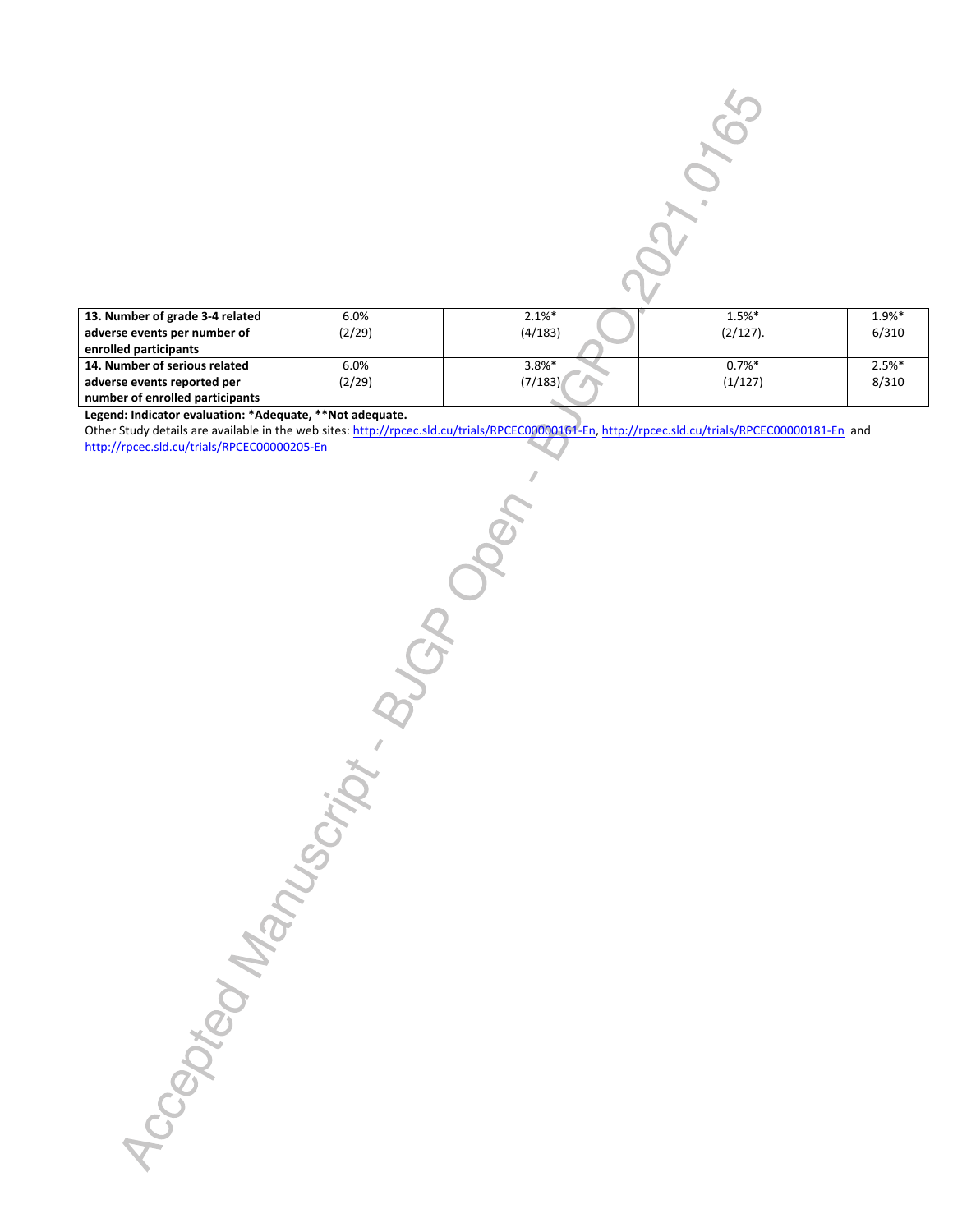| | | | | |
|---|---|---|---|---|
| **13. Number of grade 3-4 related adverse events per number of enrolled participants** | 6.0% (2/29) | 2.1%* (4/183) | 1.5%* (2/127). | 1.9%* 6/310 |
| **14. Number of serious related adverse events reported per number of enrolled participants** | 6.0% (2/29) | 3.8%* (7/183) | 0.7%* (1/127) | 2.5%* 8/310 |

**Legend: Indicator evaluation: *Adequate, **Not adequate.**

Other Study details are available in the web sites: http://rpcec.sld.cu/trials/RPCEC00000161-En, http://rpcec.sld.cu/trials/RPCEC00000181-En and http://rpcec.sld.cu/trials/RPCEC00000205-En